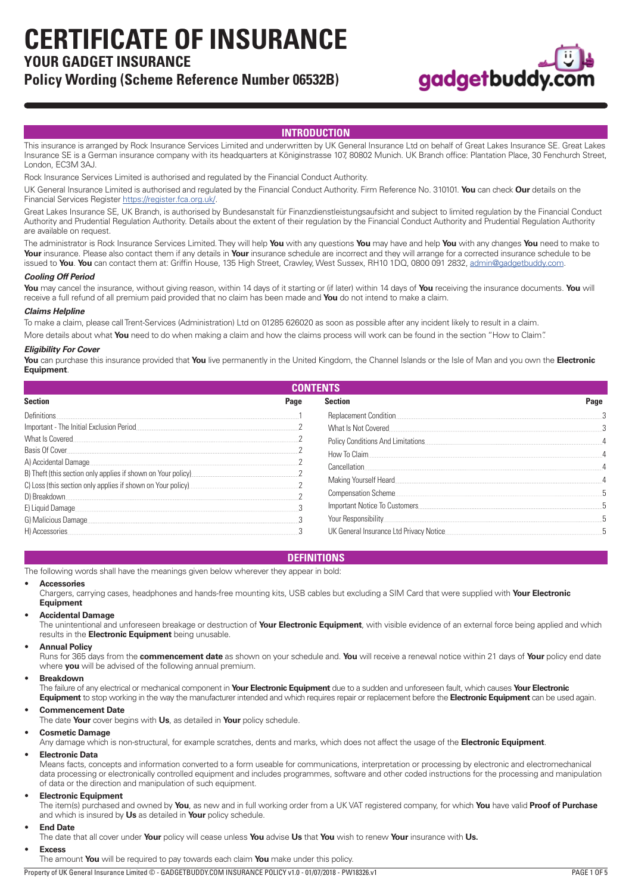# CERTIFICATE OF INSURANCE

## YOUR GADGET INSURANCE

## Policy Wording (Scheme Reference Number 06532B)

## INTRODUCTION

This insurance is arranged by Rock Insurance Services Limited and underwritten by UK General Insurance Ltd on behalf of Great Lakes Insurance SE. Great Lakes Insurance SE is a German insurance company with its headquarters at Königinstrasse 107, 80802 Munich. UK Branch office: Plantation Place, 30 Fenchurch Street, London, EC3M 3AJ.

Rock Insurance Services Limited is authorised and regulated by the Financial Conduct Authority.

UK General Insurance Limited is authorised and regulated by the Financial Conduct Authority. Firm Reference No. 310101. **You** can check **Our** details on the Financial Services Register https://register.fca.org.uk/.

Great Lakes Insurance SE, UK Branch, is authorised by Bundesanstalt für Finanzdienstleistungsaufsicht and subject to limited regulation by the Financial Conduct Authority and Prudential Regulation Authority. Details about the extent of their regulation by the Financial Conduct Authority and Prudential Regulation Authority are available on request.

The administrator is Rock Insurance Services Limited. They will help **You** with any questions **You** may have and help **You** with any changes **You** need to make to **Your** insurance. Please also contact them if any details in **Your** insurance schedule are incorrect and they will arrange for a corrected insurance schedule to be issued to **You**. **You** can contact them at: Griffin House, 135 High Street, Crawley, West Sussex, RH10 1DQ, 0800 091 2832, admin@gadgetbuddy.com.

### *Cooling Off Period*

**You** may cancel the insurance, without giving reason, within 14 days of it starting or (if later) within 14 days of **You** receiving the insurance documents. **You** will receive a full refund of all premium paid provided that no claim has been made and **You** do not intend to make a claim.

### *Claims Helpline*

To make a claim, please call Trent-Services (Administration) Ltd on 01285 626020 as soon as possible after any incident likely to result in a claim.

More details about what **You** need to do when making a claim and how the claims process will work can be found in the section "How to Claim".

### *Eligibility For Cover*

**You** can purchase this insurance provided that **You** live permanently in the United Kingdom, the Channel Islands or the Isle of Man and you own the **Electronic Equipment**.

## CONTENTS

| Section | Page |
|---|---|
| Definitions | 1 |
| Important - The Initial Exclusion Period | 2 |
| What Is Covered | 2 |
| Basis Of Cover | 2 |
| A) Accidental Damage | 2 |
| B) Theft (this section only applies if shown on Your policy) | 2 |
| C) Loss (this section only applies if shown on Your policy) | 2 |
| D) Breakdown | 2 |
| E) Liquid Damage | 3 |
| G) Malicious Damage | 3 |
| H) Accessories | 3 |
| Replacement Condition | 3 |
| What Is Not Covered | 3 |
| Policy Conditions And Limitations | 4 |
| How To Claim | 4 |
| Cancellation | 4 |
| Making Yourself Heard | 4 |
| Compensation Scheme | 5 |
| Important Notice To Customers | 5 |
| Your Responsibility | 5 |
| UK General Insurance Ltd Privacy Notice | 5 |

## DEFINITIONS

The following words shall have the meanings given below wherever they appear in bold:

- **Accessories**
  Chargers, carrying cases, headphones and hands-free mounting kits, USB cables but excluding a SIM Card that were supplied with **Your Electronic Equipment**
- **Accidental Damage**
  The unintentional and unforeseen breakage or destruction of **Your Electronic Equipment**, with visible evidence of an external force being applied and which results in the **Electronic Equipment** being unusable.
- **Annual Policy**
  Runs for 365 days from the **commencement date** as shown on your schedule and. **You** will receive a renewal notice within 21 days of **Your** policy end date where **you** will be advised of the following annual premium.
- **Breakdown**
  The failure of any electrical or mechanical component in **Your Electronic Equipment** due to a sudden and unforeseen fault, which causes **Your Electronic Equipment** to stop working in the way the manufacturer intended and which requires repair or replacement before the **Electronic Equipment** can be used again.
- **Commencement Date**
  The date **Your** cover begins with **Us**, as detailed in **Your** policy schedule.
- **Cosmetic Damage**
  Any damage which is non-structural, for example scratches, dents and marks, which does not affect the usage of the **Electronic Equipment**.
- **Electronic Data**
  Means facts, concepts and information converted to a form useable for communications, interpretation or processing by electronic and electromechanical data processing or electronically controlled equipment and includes programmes, software and other coded instructions for the processing and manipulation of data or the direction and manipulation of such equipment.
- **Electronic Equipment**
  The item(s) purchased and owned by **You**, as new and in full working order from a UK VAT registered company, for which **You** have valid **Proof of Purchase** and which is insured by **Us** as detailed in **Your** policy schedule.
- **End Date**
  The date that all cover under **Your** policy will cease unless **You** advise **Us** that **You** wish to renew **Your** insurance with **Us.**
- **Excess**
  The amount **You** will be required to pay towards each claim **You** make under this policy.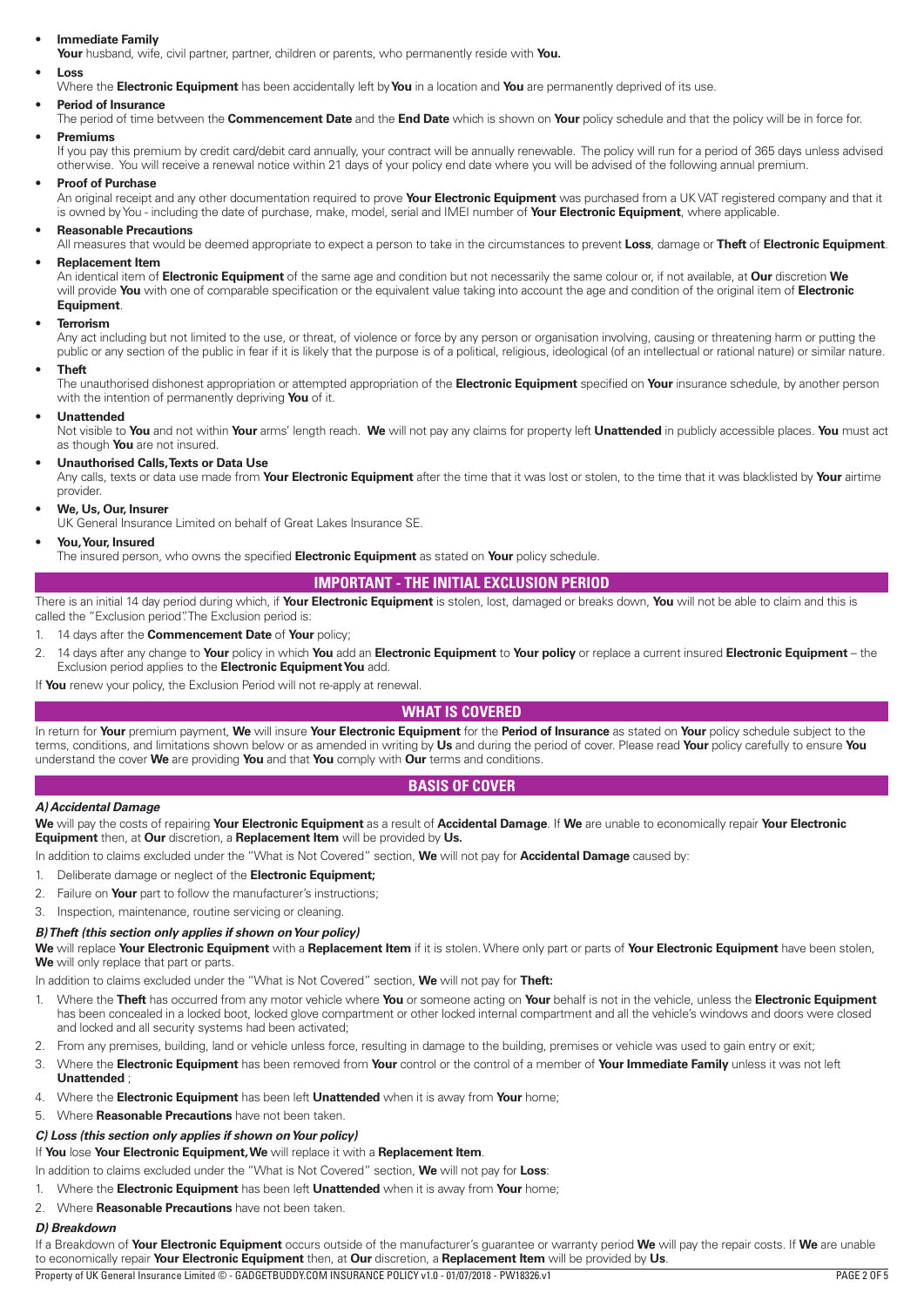- **Immediate Family**
  **Your** husband, wife, civil partner, partner, children or parents, who permanently reside with **You.**
- **Loss**
  Where the **Electronic Equipment** has been accidentally left by **You** in a location and **You** are permanently deprived of its use.
- **Period of Insurance**
  The period of time between the **Commencement Date** and the **End Date** which is shown on **Your** policy schedule and that the policy will be in force for.
- **Premiums**
  If you pay this premium by credit card/debit card annually, your contract will be annually renewable. The policy will run for a period of 365 days unless advised otherwise. You will receive a renewal notice within 21 days of your policy end date where you will be advised of the following annual premium.
- **Proof of Purchase**
  An original receipt and any other documentation required to prove **Your Electronic Equipment** was purchased from a UK VAT registered company and that it is owned by You - including the date of purchase, make, model, serial and IMEI number of **Your Electronic Equipment**, where applicable.
- **Reasonable Precautions**
  All measures that would be deemed appropriate to expect a person to take in the circumstances to prevent **Loss**, damage or **Theft** of **Electronic Equipment**.
- **Replacement Item**
  An identical item of **Electronic Equipment** of the same age and condition but not necessarily the same colour or, if not available, at **Our** discretion **We** will provide **You** with one of comparable specification or the equivalent value taking into account the age and condition of the original item of **Electronic Equipment**.
- **Terrorism**
  Any act including but not limited to the use, or threat, of violence or force by any person or organisation involving, causing or threatening harm or putting the public or any section of the public in fear if it is likely that the purpose is of a political, religious, ideological (of an intellectual or rational nature) or similar nature.
- **Theft**
  The unauthorised dishonest appropriation or attempted appropriation of the **Electronic Equipment** specified on **Your** insurance schedule, by another person with the intention of permanently depriving **You** of it.
- **Unattended**
  Not visible to **You** and not within **Your** arms' length reach. **We** will not pay any claims for property left **Unattended** in publicly accessible places. **You** must act as though **You** are not insured.
- **Unauthorised Calls, Texts or Data Use**
  Any calls, texts or data use made from **Your Electronic Equipment** after the time that it was lost or stolen, to the time that it was blacklisted by **Your** airtime provider.
- **We, Us, Our, Insurer**
  UK General Insurance Limited on behalf of Great Lakes Insurance SE.
- **You, Your, Insured**
  The insured person, who owns the specified **Electronic Equipment** as stated on **Your** policy schedule.

## IMPORTANT - THE INITIAL EXCLUSION PERIOD

There is an initial 14 day period during which, if **Your Electronic Equipment** is stolen, lost, damaged or breaks down, **You** will not be able to claim and this is called the "Exclusion period". The Exclusion period is:

1. 14 days after the **Commencement Date** of **Your** policy;
2. 14 days after any change to **Your** policy in which **You** add an **Electronic Equipment** to **Your policy** or replace a current insured **Electronic Equipment** – the Exclusion period applies to the **Electronic Equipment You** add.

If **You** renew your policy, the Exclusion Period will not re-apply at renewal.

## WHAT IS COVERED

In return for **Your** premium payment, **We** will insure **Your Electronic Equipment** for the **Period of Insurance** as stated on **Your** policy schedule subject to the terms, conditions, and limitations shown below or as amended in writing by **Us** and during the period of cover. Please read **Your** policy carefully to ensure **You** understand the cover **We** are providing **You** and that **You** comply with **Our** terms and conditions.

## BASIS OF COVER

### *A) Accidental Damage*

**We** will pay the costs of repairing **Your Electronic Equipment** as a result of **Accidental Damage**. If **We** are unable to economically repair **Your Electronic Equipment** then, at **Our** discretion, a **Replacement Item** will be provided by **Us.**

In addition to claims excluded under the "What is Not Covered" section, **We** will not pay for **Accidental Damage** caused by:

1. Deliberate damage or neglect of the **Electronic Equipment;**
2. Failure on **Your** part to follow the manufacturer's instructions;
3. Inspection, maintenance, routine servicing or cleaning.

### *B) Theft (this section only applies if shown on Your policy)*

**We** will replace **Your Electronic Equipment** with a **Replacement Item** if it is stolen. Where only part or parts of **Your Electronic Equipment** have been stolen, **We** will only replace that part or parts.

In addition to claims excluded under the "What is Not Covered" section, **We** will not pay for **Theft:**

1. Where the **Theft** has occurred from any motor vehicle where **You** or someone acting on **Your** behalf is not in the vehicle, unless the **Electronic Equipment** has been concealed in a locked boot, locked glove compartment or other locked internal compartment and all the vehicle's windows and doors were closed and locked and all security systems had been activated;
2. From any premises, building, land or vehicle unless force, resulting in damage to the building, premises or vehicle was used to gain entry or exit;
3. Where the **Electronic Equipment** has been removed from **Your** control or the control of a member of **Your Immediate Family** unless it was not left **Unattended** ;
4. Where the **Electronic Equipment** has been left **Unattended** when it is away from **Your** home;
5. Where **Reasonable Precautions** have not been taken.

### *C) Loss (this section only applies if shown on Your policy)*

If **You** lose **Your Electronic Equipment, We** will replace it with a **Replacement Item**.

In addition to claims excluded under the "What is Not Covered" section, **We** will not pay for **Loss**:

1. Where the **Electronic Equipment** has been left **Unattended** when it is away from **Your** home;
2. Where **Reasonable Precautions** have not been taken.

### *D) Breakdown*

If a Breakdown of **Your Electronic Equipment** occurs outside of the manufacturer's guarantee or warranty period **We** will pay the repair costs. If **We** are unable to economically repair **Your Electronic Equipment** then, at **Our** discretion, a **Replacement Item** will be provided by **Us**.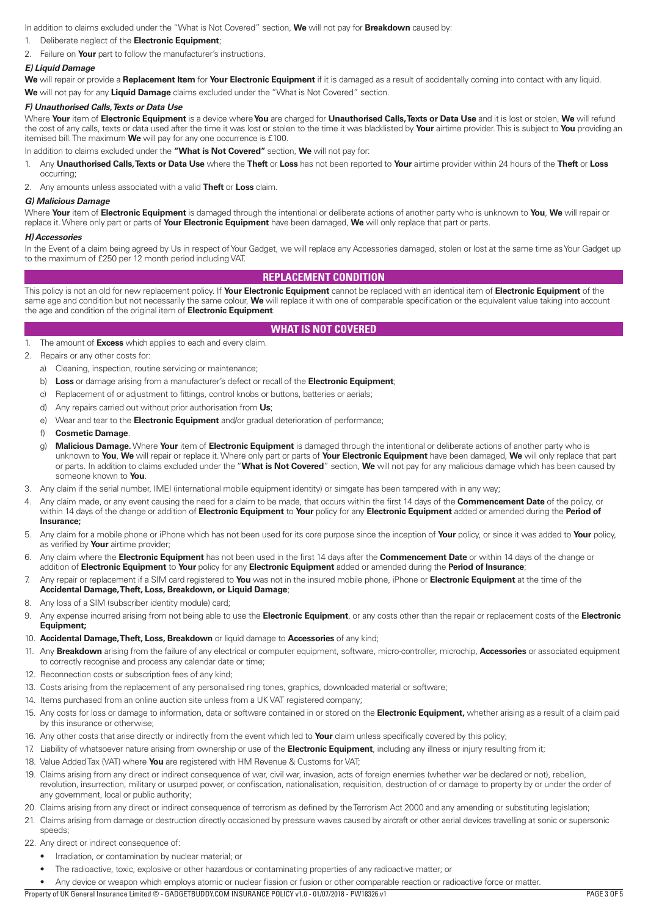In addition to claims excluded under the "What is Not Covered" section, **We** will not pay for **Breakdown** caused by:

1. Deliberate neglect of the **Electronic Equipment**;
2. Failure on **Your** part to follow the manufacturer's instructions.

### *E) Liquid Damage*

**We** will repair or provide a **Replacement Item** for **Your Electronic Equipment** if it is damaged as a result of accidentally coming into contact with any liquid.

**We** will not pay for any **Liquid Damage** claims excluded under the "What is Not Covered" section.

### *F) Unauthorised Calls, Texts or Data Use*

Where **Your** item of **Electronic Equipment** is a device where **You** are charged for **Unauthorised Calls, Texts or Data Use** and it is lost or stolen, **We** will refund the cost of any calls, texts or data used after the time it was lost or stolen to the time it was blacklisted by **Your** airtime provider. This is subject to **You** providing an itemised bill. The maximum **We** will pay for any one occurrence is £100.

In addition to claims excluded under the **"What is Not Covered"** section, **We** will not pay for:

1. Any **Unauthorised Calls, Texts or Data Use** where the **Theft** or **Loss** has not been reported to **Your** airtime provider within 24 hours of the **Theft** or **Loss** occurring;
2. Any amounts unless associated with a valid **Theft** or **Loss** claim.

### *G) Malicious Damage*

Where **Your** item of **Electronic Equipment** is damaged through the intentional or deliberate actions of another party who is unknown to **You**, **We** will repair or replace it. Where only part or parts of **Your Electronic Equipment** have been damaged, **We** will only replace that part or parts.

### *H) Accessories*

In the Event of a claim being agreed by Us in respect of Your Gadget, we will replace any Accessories damaged, stolen or lost at the same time as Your Gadget up to the maximum of £250 per 12 month period including VAT.

## REPLACEMENT CONDITION

This policy is not an old for new replacement policy. If **Your Electronic Equipment** cannot be replaced with an identical item of **Electronic Equipment** of the same age and condition but not necessarily the same colour, **We** will replace it with one of comparable specification or the equivalent value taking into account the age and condition of the original item of **Electronic Equipment**.

## WHAT IS NOT COVERED

1. The amount of **Excess** which applies to each and every claim.
2. Repairs or any other costs for:
   a) Cleaning, inspection, routine servicing or maintenance;
   b) **Loss** or damage arising from a manufacturer's defect or recall of the **Electronic Equipment**;
   c) Replacement of or adjustment to fittings, control knobs or buttons, batteries or aerials;
   d) Any repairs carried out without prior authorisation from **Us**;
   e) Wear and tear to the **Electronic Equipment** and/or gradual deterioration of performance;
   f) **Cosmetic Damage**.
   g) **Malicious Damage.** Where **Your** item of **Electronic Equipment** is damaged through the intentional or deliberate actions of another party who is unknown to **You**, **We** will repair or replace it. Where only part or parts of **Your Electronic Equipment** have been damaged, **We** will only replace that part or parts. In addition to claims excluded under the "**What is Not Covered**" section, **We** will not pay for any malicious damage which has been caused by someone known to **You**.
3. Any claim if the serial number, IMEI (international mobile equipment identity) or simgate has been tampered with in any way;
4. Any claim made, or any event causing the need for a claim to be made, that occurs within the first 14 days of the **Commencement Date** of the policy, or within 14 days of the change or addition of **Electronic Equipment** to **Your** policy for any **Electronic Equipment** added or amended during the **Period of Insurance;**
5. Any claim for a mobile phone or iPhone which has not been used for its core purpose since the inception of **Your** policy, or since it was added to **Your** policy, as verified by **Your** airtime provider;
6. Any claim where the **Electronic Equipment** has not been used in the first 14 days after the **Commencement Date** or within 14 days of the change or addition of **Electronic Equipment** to **Your** policy for any **Electronic Equipment** added or amended during the **Period of Insurance**;
7. Any repair or replacement if a SIM card registered to **You** was not in the insured mobile phone, iPhone or **Electronic Equipment** at the time of the **Accidental Damage, Theft, Loss, Breakdown, or Liquid Damage**;
8. Any loss of a SIM (subscriber identity module) card;
9. Any expense incurred arising from not being able to use the **Electronic Equipment**, or any costs other than the repair or replacement costs of the **Electronic Equipment;**
10. **Accidental Damage, Theft, Loss, Breakdown** or liquid damage to **Accessories** of any kind;
11. Any **Breakdown** arising from the failure of any electrical or computer equipment, software, micro-controller, microchip, **Accessories** or associated equipment to correctly recognise and process any calendar date or time;
12. Reconnection costs or subscription fees of any kind;
13. Costs arising from the replacement of any personalised ring tones, graphics, downloaded material or software;
14. Items purchased from an online auction site unless from a UK VAT registered company;
15. Any costs for loss or damage to information, data or software contained in or stored on the **Electronic Equipment,** whether arising as a result of a claim paid by this insurance or otherwise;
16. Any other costs that arise directly or indirectly from the event which led to **Your** claim unless specifically covered by this policy;
17. Liability of whatsoever nature arising from ownership or use of the **Electronic Equipment**, including any illness or injury resulting from it;
18. Value Added Tax (VAT) where **You** are registered with HM Revenue & Customs for VAT;
19. Claims arising from any direct or indirect consequence of war, civil war, invasion, acts of foreign enemies (whether war be declared or not), rebellion, revolution, insurrection, military or usurped power, or confiscation, nationalisation, requisition, destruction of or damage to property by or under the order of any government, local or public authority;
20. Claims arising from any direct or indirect consequence of terrorism as defined by the Terrorism Act 2000 and any amending or substituting legislation;
21. Claims arising from damage or destruction directly occasioned by pressure waves caused by aircraft or other aerial devices travelling at sonic or supersonic speeds;
22. Any direct or indirect consequence of:
    - Irradiation, or contamination by nuclear material; or
    - The radioactive, toxic, explosive or other hazardous or contaminating properties of any radioactive matter; or
    - Any device or weapon which employs atomic or nuclear fission or fusion or other comparable reaction or radioactive force or matter.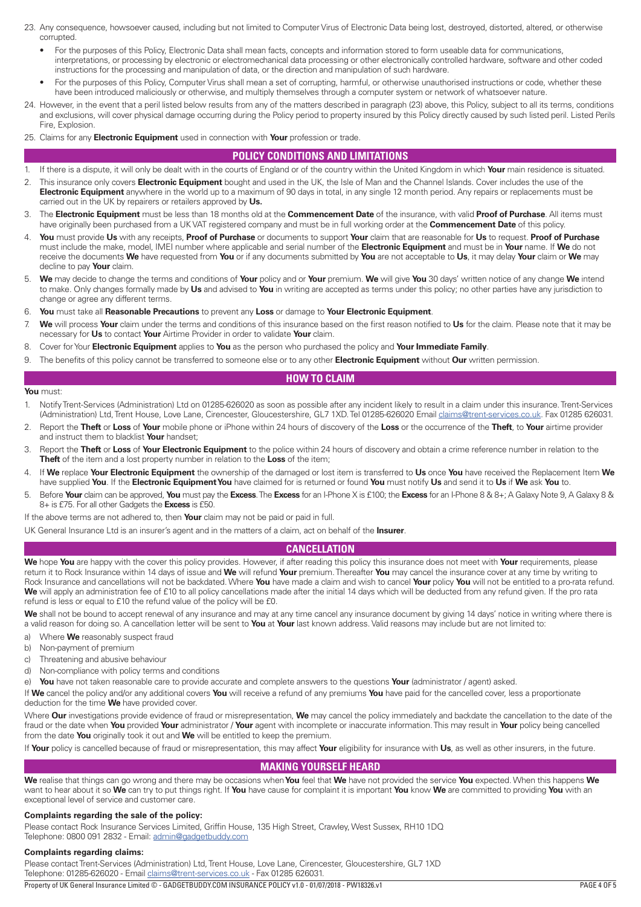23. Any consequence, howsoever caused, including but not limited to Computer Virus of Electronic Data being lost, destroyed, distorted, altered, or otherwise corrupted.
    - For the purposes of this Policy, Electronic Data shall mean facts, concepts and information stored to form useable data for communications, interpretations, or processing by electronic or electromechanical data processing or other electronically controlled hardware, software and other coded instructions for the processing and manipulation of data, or the direction and manipulation of such hardware.
    - For the purposes of this Policy, Computer Virus shall mean a set of corrupting, harmful, or otherwise unauthorised instructions or code, whether these have been introduced maliciously or otherwise, and multiply themselves through a computer system or network of whatsoever nature.
24. However, in the event that a peril listed below results from any of the matters described in paragraph (23) above, this Policy, subject to all its terms, conditions and exclusions, will cover physical damage occurring during the Policy period to property insured by this Policy directly caused by such listed peril. Listed Perils Fire, Explosion.
25. Claims for any **Electronic Equipment** used in connection with **Your** profession or trade.

## POLICY CONDITIONS AND LIMITATIONS

1. If there is a dispute, it will only be dealt with in the courts of England or of the country within the United Kingdom in which **Your** main residence is situated.
2. This insurance only covers **Electronic Equipment** bought and used in the UK, the Isle of Man and the Channel Islands. Cover includes the use of the **Electronic Equipment** anywhere in the world up to a maximum of 90 days in total, in any single 12 month period. Any repairs or replacements must be carried out in the UK by repairers or retailers approved by **Us.**
3. The **Electronic Equipment** must be less than 18 months old at the **Commencement Date** of the insurance, with valid **Proof of Purchase**. All items must have originally been purchased from a UK VAT registered company and must be in full working order at the **Commencement Date** of this policy.
4. **You** must provide **Us** with any receipts, **Proof of Purchase** or documents to support **Your** claim that are reasonable for **Us** to request. **Proof of Purchase** must include the make, model, IMEI number where applicable and serial number of the **Electronic Equipment** and must be in **Your** name. If **We** do not receive the documents **We** have requested from **You** or if any documents submitted by **You** are not acceptable to **Us**, it may delay **Your** claim or **We** may decline to pay **Your** claim.
5. **We** may decide to change the terms and conditions of **Your** policy and or **Your** premium. **We** will give **You** 30 days' written notice of any change **We** intend to make. Only changes formally made by **Us** and advised to **You** in writing are accepted as terms under this policy; no other parties have any jurisdiction to change or agree any different terms.
6. **You** must take all **Reasonable Precautions** to prevent any **Loss** or damage to **Your Electronic Equipment**.
7. **We** will process **Your** claim under the terms and conditions of this insurance based on the first reason notified to **Us** for the claim. Please note that it may be necessary for **Us** to contact **Your** Airtime Provider in order to validate **Your** claim.
8. Cover for Your **Electronic Equipment** applies to **You** as the person who purchased the policy and **Your Immediate Family**.
9. The benefits of this policy cannot be transferred to someone else or to any other **Electronic Equipment** without **Our** written permission.

## HOW TO CLAIM

**You** must:

1. Notify Trent-Services (Administration) Ltd on 01285-626020 as soon as possible after any incident likely to result in a claim under this insurance. Trent-Services (Administration) Ltd, Trent House, Love Lane, Cirencester, Gloucestershire, GL7 1XD. Tel 01285-626020 Email claims@trent-services.co.uk. Fax 01285 626031.
2. Report the **Theft** or **Loss** of **Your** mobile phone or iPhone within 24 hours of discovery of the **Loss** or the occurrence of the **Theft**, to **Your** airtime provider and instruct them to blacklist **Your** handset;
3. Report the **Theft** or **Loss** of **Your Electronic Equipment** to the police within 24 hours of discovery and obtain a crime reference number in relation to the **Theft** of the item and a lost property number in relation to the **Loss** of the item;
4. If **We** replace **Your Electronic Equipment** the ownership of the damaged or lost item is transferred to **Us** once **You** have received the Replacement Item **We** have supplied **You**. If the **Electronic Equipment You** have claimed for is returned or found **You** must notify **Us** and send it to **Us** if **We** ask **You** to.
5. Before **Your** claim can be approved, **You** must pay the **Excess**. The **Excess** for an I-Phone X is £100; the **Excess** for an I-Phone 8 & 8+; A Galaxy Note 9, A Galaxy 8 & 8+ is £75. For all other Gadgets the **Excess** is £50.

If the above terms are not adhered to, then **Your** claim may not be paid or paid in full.

UK General Insurance Ltd is an insurer's agent and in the matters of a claim, act on behalf of the **Insurer**.

## CANCELLATION

**We** hope **You** are happy with the cover this policy provides. However, if after reading this policy this insurance does not meet with **Your** requirements, please return it to Rock Insurance within 14 days of issue and **We** will refund **Your** premium. Thereafter **You** may cancel the insurance cover at any time by writing to Rock Insurance and cancellations will not be backdated. Where **You** have made a claim and wish to cancel **Your** policy **You** will not be entitled to a pro-rata refund. **We** will apply an administration fee of £10 to all policy cancellations made after the initial 14 days which will be deducted from any refund given. If the pro rata refund is less or equal to £10 the refund value of the policy will be £0.

**We** shall not be bound to accept renewal of any insurance and may at any time cancel any insurance document by giving 14 days' notice in writing where there is a valid reason for doing so. A cancellation letter will be sent to **You** at **Your** last known address. Valid reasons may include but are not limited to:

a) Where **We** reasonably suspect fraud
b) Non-payment of premium
c) Threatening and abusive behaviour
d) Non-compliance with policy terms and conditions
e) **You** have not taken reasonable care to provide accurate and complete answers to the questions **Your** (administrator / agent) asked.

If **We** cancel the policy and/or any additional covers **You** will receive a refund of any premiums **You** have paid for the cancelled cover, less a proportionate deduction for the time **We** have provided cover.

Where **Our** investigations provide evidence of fraud or misrepresentation, **We** may cancel the policy immediately and backdate the cancellation to the date of the fraud or the date when **You** provided **Your** administrator / **Your** agent with incomplete or inaccurate information. This may result in **Your** policy being cancelled from the date **You** originally took it out and **We** will be entitled to keep the premium.

If **Your** policy is cancelled because of fraud or misrepresentation, this may affect **Your** eligibility for insurance with **Us**, as well as other insurers, in the future.

## MAKING YOURSELF HEARD

**We** realise that things can go wrong and there may be occasions when **You** feel that **We** have not provided the service **You** expected. When this happens **We** want to hear about it so **We** can try to put things right. If **You** have cause for complaint it is important **You** know **We** are committed to providing **You** with an exceptional level of service and customer care.

### Complaints regarding the sale of the policy:

Please contact Rock Insurance Services Limited, Griffin House, 135 High Street, Crawley, West Sussex, RH10 1DQ
Telephone: 0800 091 2832 - Email: admin@gadgetbuddy.com

### Complaints regarding claims:

Please contact Trent-Services (Administration) Ltd, Trent House, Love Lane, Cirencester, Gloucestershire, GL7 1XD
Telephone: 01285-626020 - Email claims@trent-services.co.uk - Fax 01285 626031.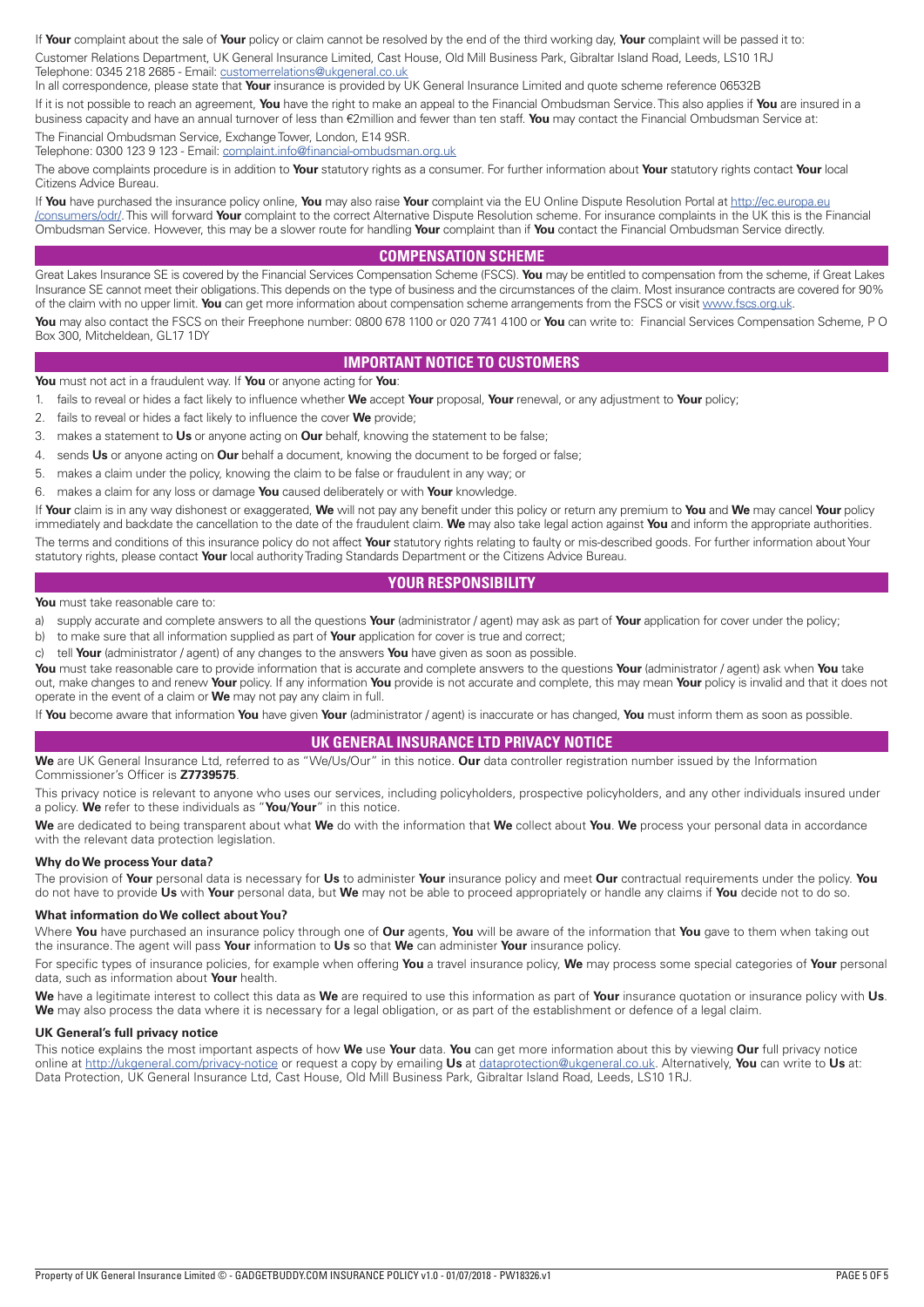If **Your** complaint about the sale of **Your** policy or claim cannot be resolved by the end of the third working day, **Your** complaint will be passed it to:

Customer Relations Department, UK General Insurance Limited, Cast House, Old Mill Business Park, Gibraltar Island Road, Leeds, LS10 1RJ
Telephone: 0345 218 2685 - Email: customerrelations@ukgeneral.co.uk

In all correspondence, please state that **Your** insurance is provided by UK General Insurance Limited and quote scheme reference 06532B

If it is not possible to reach an agreement, **You** have the right to make an appeal to the Financial Ombudsman Service. This also applies if **You** are insured in a business capacity and have an annual turnover of less than €2million and fewer than ten staff. **You** may contact the Financial Ombudsman Service at:

The Financial Ombudsman Service, Exchange Tower, London, E14 9SR.
Telephone: 0300 123 9 123 - Email: complaint.info@financial-ombudsman.org.uk

The above complaints procedure is in addition to **Your** statutory rights as a consumer. For further information about **Your** statutory rights contact **Your** local Citizens Advice Bureau.

If **You** have purchased the insurance policy online, **You** may also raise **Your** complaint via the EU Online Dispute Resolution Portal at http://ec.europa.eu/consumers/odr/. This will forward **Your** complaint to the correct Alternative Dispute Resolution scheme. For insurance complaints in the UK this is the Financial Ombudsman Service. However, this may be a slower route for handling **Your** complaint than if **You** contact the Financial Ombudsman Service directly.

## COMPENSATION SCHEME

Great Lakes Insurance SE is covered by the Financial Services Compensation Scheme (FSCS). **You** may be entitled to compensation from the scheme, if Great Lakes Insurance SE cannot meet their obligations. This depends on the type of business and the circumstances of the claim. Most insurance contracts are covered for 90% of the claim with no upper limit. **You** can get more information about compensation scheme arrangements from the FSCS or visit www.fscs.org.uk.

**You** may also contact the FSCS on their Freephone number: 0800 678 1100 or 020 7741 4100 or **You** can write to: Financial Services Compensation Scheme, P O Box 300, Mitcheldean, GL17 1DY

## IMPORTANT NOTICE TO CUSTOMERS

**You** must not act in a fraudulent way. If **You** or anyone acting for **You**:

1. fails to reveal or hides a fact likely to influence whether **We** accept **Your** proposal, **Your** renewal, or any adjustment to **Your** policy;
2. fails to reveal or hides a fact likely to influence the cover **We** provide;
3. makes a statement to **Us** or anyone acting on **Our** behalf, knowing the statement to be false;
4. sends **Us** or anyone acting on **Our** behalf a document, knowing the document to be forged or false;
5. makes a claim under the policy, knowing the claim to be false or fraudulent in any way; or
6. makes a claim for any loss or damage **You** caused deliberately or with **Your** knowledge.

If **Your** claim is in any way dishonest or exaggerated, **We** will not pay any benefit under this policy or return any premium to **You** and **We** may cancel **Your** policy immediately and backdate the cancellation to the date of the fraudulent claim. **We** may also take legal action against **You** and inform the appropriate authorities.

The terms and conditions of this insurance policy do not affect **Your** statutory rights relating to faulty or mis-described goods. For further information about Your statutory rights, please contact **Your** local authority Trading Standards Department or the Citizens Advice Bureau.

## YOUR RESPONSIBILITY

**You** must take reasonable care to:

a) supply accurate and complete answers to all the questions **Your** (administrator / agent) may ask as part of **Your** application for cover under the policy;
b) to make sure that all information supplied as part of **Your** application for cover is true and correct;
c) tell **Your** (administrator / agent) of any changes to the answers **You** have given as soon as possible.

**You** must take reasonable care to provide information that is accurate and complete answers to the questions **Your** (administrator / agent) ask when **You** take out, make changes to and renew **Your** policy. If any information **You** provide is not accurate and complete, this may mean **Your** policy is invalid and that it does not operate in the event of a claim or **We** may not pay any claim in full.

If **You** become aware that information **You** have given **Your** (administrator / agent) is inaccurate or has changed, **You** must inform them as soon as possible.

## UK GENERAL INSURANCE LTD PRIVACY NOTICE

**We** are UK General Insurance Ltd, referred to as "We/Us/Our" in this notice. **Our** data controller registration number issued by the Information Commissioner's Officer is **Z7739575**.

This privacy notice is relevant to anyone who uses our services, including policyholders, prospective policyholders, and any other individuals insured under a policy. **We** refer to these individuals as "**You**/**Your**" in this notice.

**We** are dedicated to being transparent about what **We** do with the information that **We** collect about **You**. **We** process your personal data in accordance with the relevant data protection legislation.

### Why do We process Your data?

The provision of **Your** personal data is necessary for **Us** to administer **Your** insurance policy and meet **Our** contractual requirements under the policy. **You** do not have to provide **Us** with **Your** personal data, but **We** may not be able to proceed appropriately or handle any claims if **You** decide not to do so.

### What information do We collect about You?

Where **You** have purchased an insurance policy through one of **Our** agents, **You** will be aware of the information that **You** gave to them when taking out the insurance. The agent will pass **Your** information to **Us** so that **We** can administer **Your** insurance policy.

For specific types of insurance policies, for example when offering **You** a travel insurance policy, **We** may process some special categories of **Your** personal data, such as information about **Your** health.

**We** have a legitimate interest to collect this data as **We** are required to use this information as part of **Your** insurance quotation or insurance policy with **Us**. **We** may also process the data where it is necessary for a legal obligation, or as part of the establishment or defence of a legal claim.

### UK General's full privacy notice

This notice explains the most important aspects of how **We** use **Your** data. **You** can get more information about this by viewing **Our** full privacy notice online at http://ukgeneral.com/privacy-notice or request a copy by emailing **Us** at dataprotection@ukgeneral.co.uk. Alternatively, **You** can write to **Us** at: Data Protection, UK General Insurance Ltd, Cast House, Old Mill Business Park, Gibraltar Island Road, Leeds, LS10 1RJ.